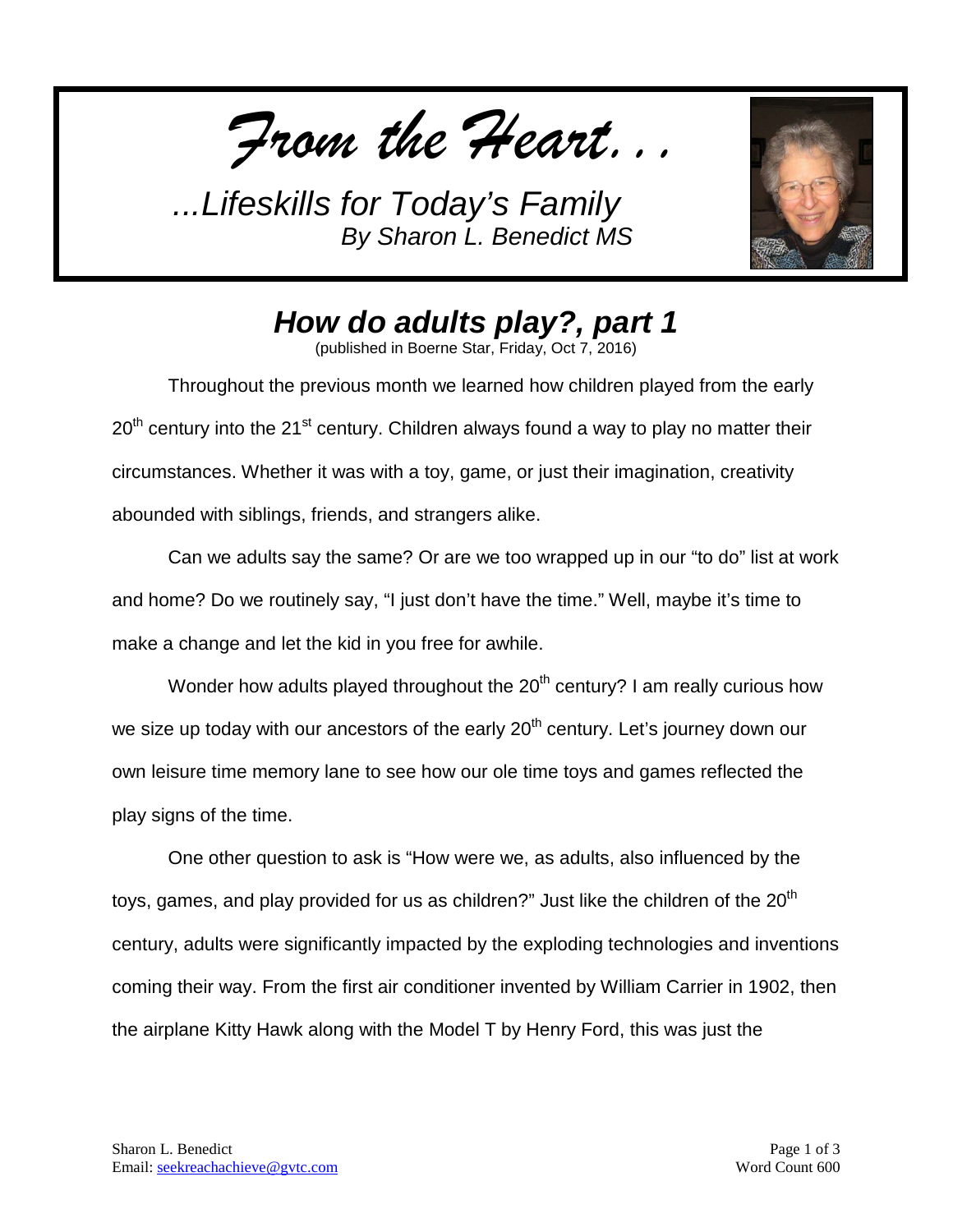*From the Heart…*

*…Lifeskills for Today's Family*
*By Sharon L. Benedict MS*

# *How do adults play?, part 1*

(published in Boerne Star, Friday, Oct 7, 2016)

Throughout the previous month we learned how children played from the early $20^{th}$ century into the $21^{st}$ century. Children always found a way to play no matter their circumstances. Whether it was with a toy, game, or just their imagination, creativity abounded with siblings, friends, and strangers alike.

Can we adults say the same? Or are we too wrapped up in our "to do" list at work and home? Do we routinely say, "I just don't have the time." Well, maybe it's time to make a change and let the kid in you free for awhile.

Wonder how adults played throughout the $20^{th}$ century? I am really curious how we size up today with our ancestors of the early $20^{th}$ century. Let's journey down our own leisure time memory lane to see how our ole time toys and games reflected the play signs of the time.

One other question to ask is "How were we, as adults, also influenced by the toys, games, and play provided for us as children?" Just like the children of the $20^{th}$ century, adults were significantly impacted by the exploding technologies and inventions coming their way. From the first air conditioner invented by William Carrier in 1902, then the airplane Kitty Hawk along with the Model T by Henry Ford, this was just the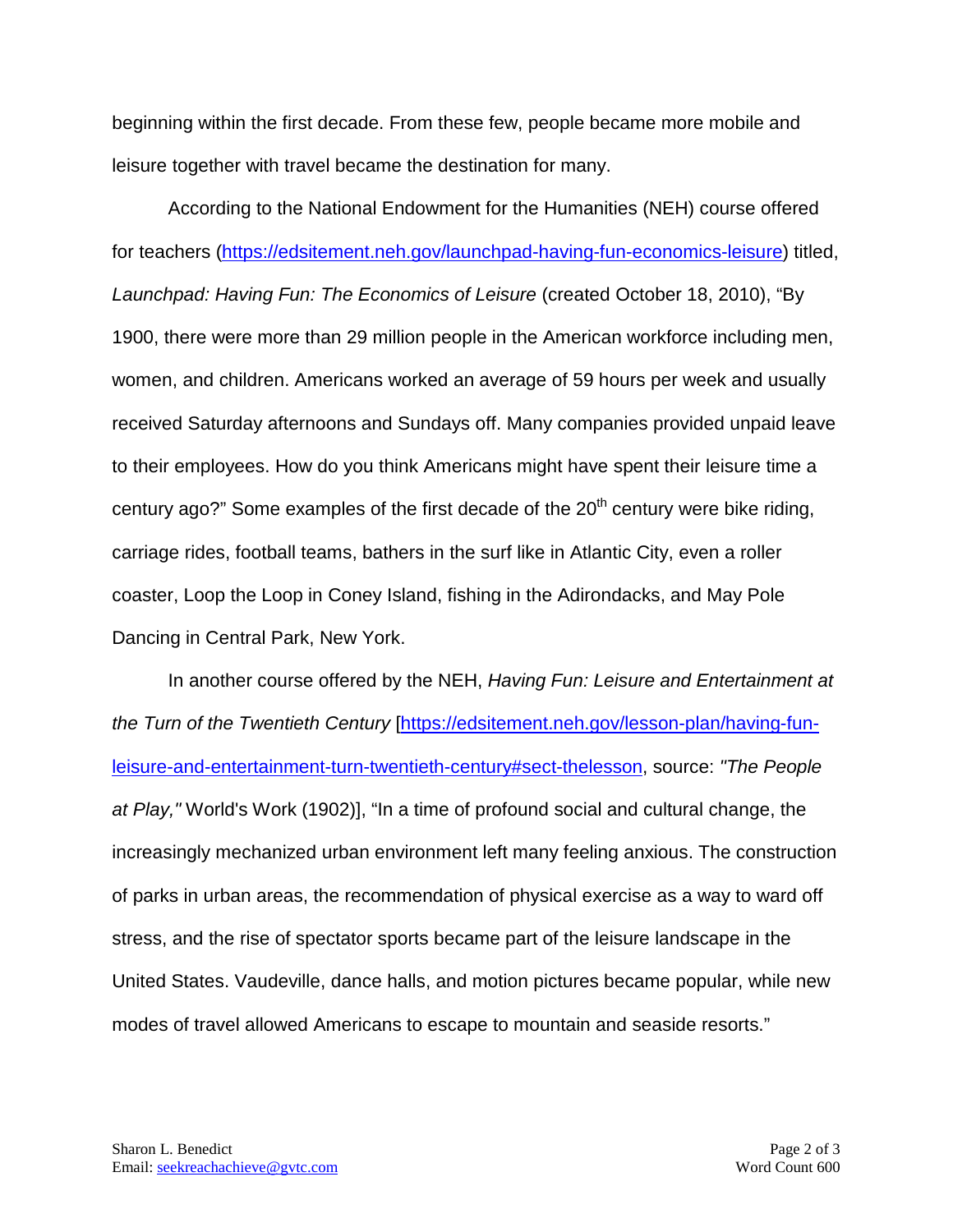beginning within the first decade. From these few, people became more mobile and leisure together with travel became the destination for many.

According to the National Endowment for the Humanities (NEH) course offered for teachers (https://edsitement.neh.gov/launchpad-having-fun-economics-leisure) titled, *Launchpad: Having Fun: The Economics of Leisure* (created October 18, 2010), "By 1900, there were more than 29 million people in the American workforce including men, women, and children. Americans worked an average of 59 hours per week and usually received Saturday afternoons and Sundays off. Many companies provided unpaid leave to their employees. How do you think Americans might have spent their leisure time a century ago?" Some examples of the first decade of the 20th century were bike riding, carriage rides, football teams, bathers in the surf like in Atlantic City, even a roller coaster, Loop the Loop in Coney Island, fishing in the Adirondacks, and May Pole Dancing in Central Park, New York.

In another course offered by the NEH, *Having Fun: Leisure and Entertainment at the Turn of the Twentieth Century* [https://edsitement.neh.gov/lesson-plan/having-fun-leisure-and-entertainment-turn-twentieth-century#sect-thelesson, source: *"The People at Play,"* World's Work (1902)], "In a time of profound social and cultural change, the increasingly mechanized urban environment left many feeling anxious. The construction of parks in urban areas, the recommendation of physical exercise as a way to ward off stress, and the rise of spectator sports became part of the leisure landscape in the United States. Vaudeville, dance halls, and motion pictures became popular, while new modes of travel allowed Americans to escape to mountain and seaside resorts."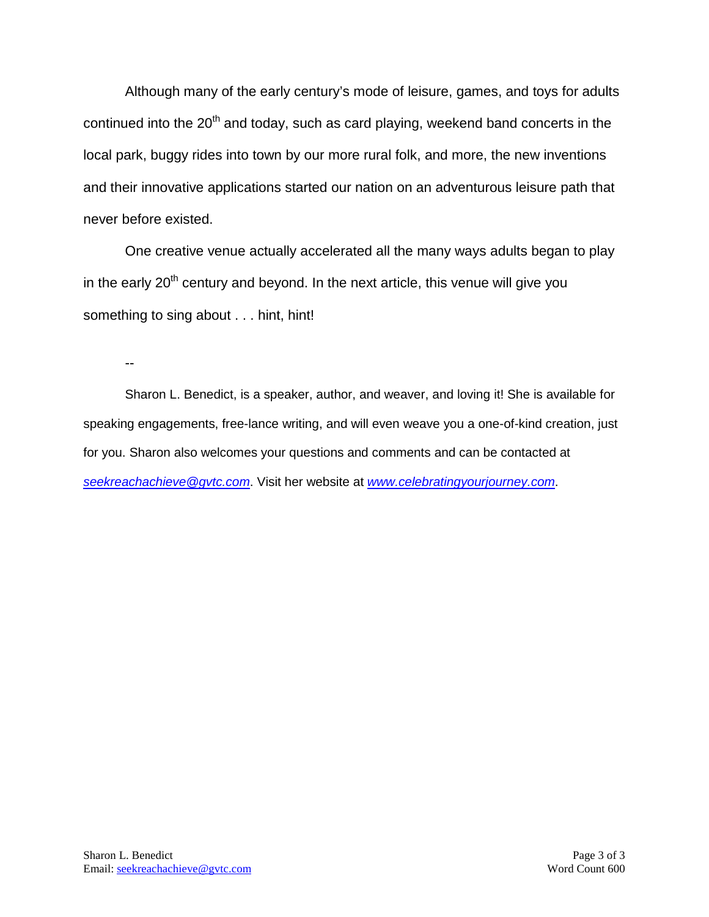Although many of the early century's mode of leisure, games, and toys for adults continued into the 20th and today, such as card playing, weekend band concerts in the local park, buggy rides into town by our more rural folk, and more, the new inventions and their innovative applications started our nation on an adventurous leisure path that never before existed.

One creative venue actually accelerated all the many ways adults began to play in the early 20th century and beyond. In the next article, this venue will give you something to sing about . . . hint, hint!

--

Sharon L. Benedict, is a speaker, author, and weaver, and loving it! She is available for speaking engagements, free-lance writing, and will even weave you a one-of-kind creation, just for you. Sharon also welcomes your questions and comments and can be contacted at *seekreachachieve@gvtc.com*. Visit her website at *www.celebratingyourjourney.com*.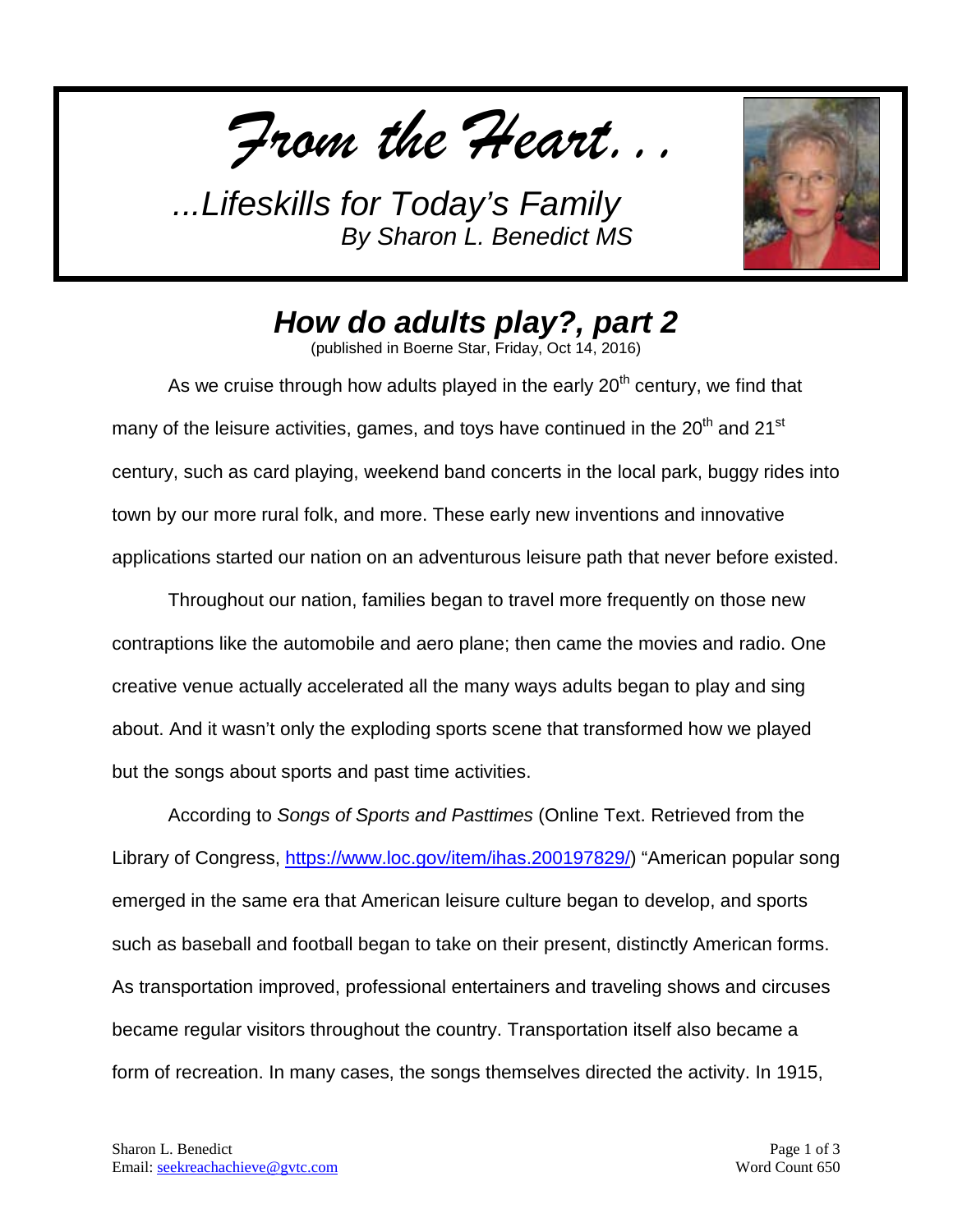*From the Heart...*

*...Lifeskills for Today's Family*
*By Sharon L. Benedict MS*

## *How do adults play?, part 2*

(published in Boerne Star, Friday, Oct 14, 2016)

As we cruise through how adults played in the early 20th century, we find that many of the leisure activities, games, and toys have continued in the 20th and 21st century, such as card playing, weekend band concerts in the local park, buggy rides into town by our more rural folk, and more. These early new inventions and innovative applications started our nation on an adventurous leisure path that never before existed.

Throughout our nation, families began to travel more frequently on those new contraptions like the automobile and aero plane; then came the movies and radio. One creative venue actually accelerated all the many ways adults began to play and sing about. And it wasn't only the exploding sports scene that transformed how we played but the songs about sports and past time activities.

According to *Songs of Sports and Pasttimes* (Online Text. Retrieved from the Library of Congress, https://www.loc.gov/item/ihas.200197829/) "American popular song emerged in the same era that American leisure culture began to develop, and sports such as baseball and football began to take on their present, distinctly American forms. As transportation improved, professional entertainers and traveling shows and circuses became regular visitors throughout the country. Transportation itself also became a form of recreation. In many cases, the songs themselves directed the activity. In 1915,

Sharon L. Benedict
Email: seekreachachieve@gvtc.com

Word Count 650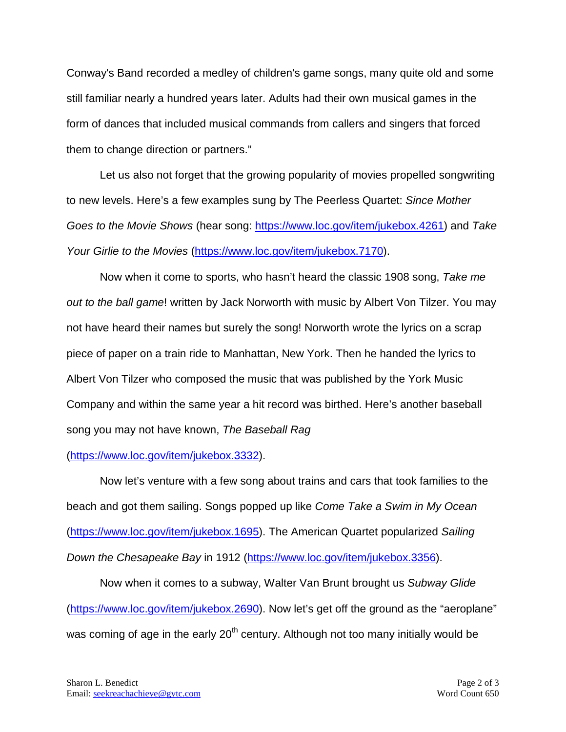Conway's Band recorded a medley of children's game songs, many quite old and some still familiar nearly a hundred years later. Adults had their own musical games in the form of dances that included musical commands from callers and singers that forced them to change direction or partners."

Let us also not forget that the growing popularity of movies propelled songwriting to new levels. Here's a few examples sung by The Peerless Quartet: *Since Mother Goes to the Movie Shows* (hear song: https://www.loc.gov/item/jukebox.4261) and *Take Your Girlie to the Movies* (https://www.loc.gov/item/jukebox.7170).

Now when it come to sports, who hasn't heard the classic 1908 song, *Take me out to the ball game*! written by Jack Norworth with music by Albert Von Tilzer. You may not have heard their names but surely the song! Norworth wrote the lyrics on a scrap piece of paper on a train ride to Manhattan, New York. Then he handed the lyrics to Albert Von Tilzer who composed the music that was published by the York Music Company and within the same year a hit record was birthed. Here's another baseball song you may not have known, *The Baseball Rag* (https://www.loc.gov/item/jukebox.3332).

Now let's venture with a few song about trains and cars that took families to the beach and got them sailing. Songs popped up like *Come Take a Swim in My Ocean* (https://www.loc.gov/item/jukebox.1695). The American Quartet popularized *Sailing Down the Chesapeake Bay* in 1912 (https://www.loc.gov/item/jukebox.3356).

Now when it comes to a subway, Walter Van Brunt brought us *Subway Glide* (https://www.loc.gov/item/jukebox.2690). Now let's get off the ground as the "aeroplane" was coming of age in the early 20th century. Although not too many initially would be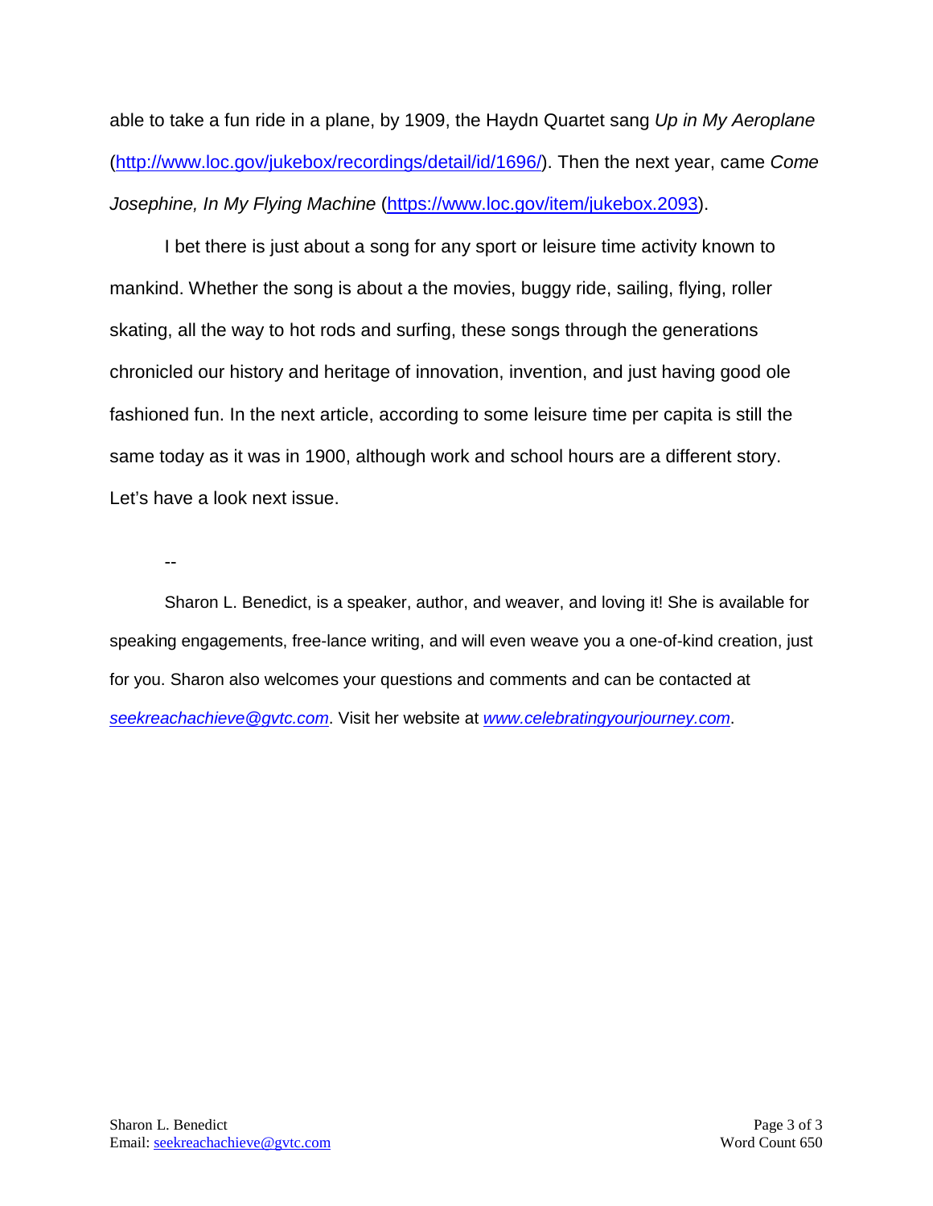able to take a fun ride in a plane, by 1909, the Haydn Quartet sang *Up in My Aeroplane* (http://www.loc.gov/jukebox/recordings/detail/id/1696/). Then the next year, came *Come Josephine, In My Flying Machine* (https://www.loc.gov/item/jukebox.2093).

I bet there is just about a song for any sport or leisure time activity known to mankind. Whether the song is about a the movies, buggy ride, sailing, flying, roller skating, all the way to hot rods and surfing, these songs through the generations chronicled our history and heritage of innovation, invention, and just having good ole fashioned fun. In the next article, according to some leisure time per capita is still the same today as it was in 1900, although work and school hours are a different story. Let's have a look next issue.

--

Sharon L. Benedict, is a speaker, author, and weaver, and loving it! She is available for speaking engagements, free-lance writing, and will even weave you a one-of-kind creation, just for you. Sharon also welcomes your questions and comments and can be contacted at *seekreachachieve@gvtc.com*. Visit her website at *www.celebratingyourjourney.com*.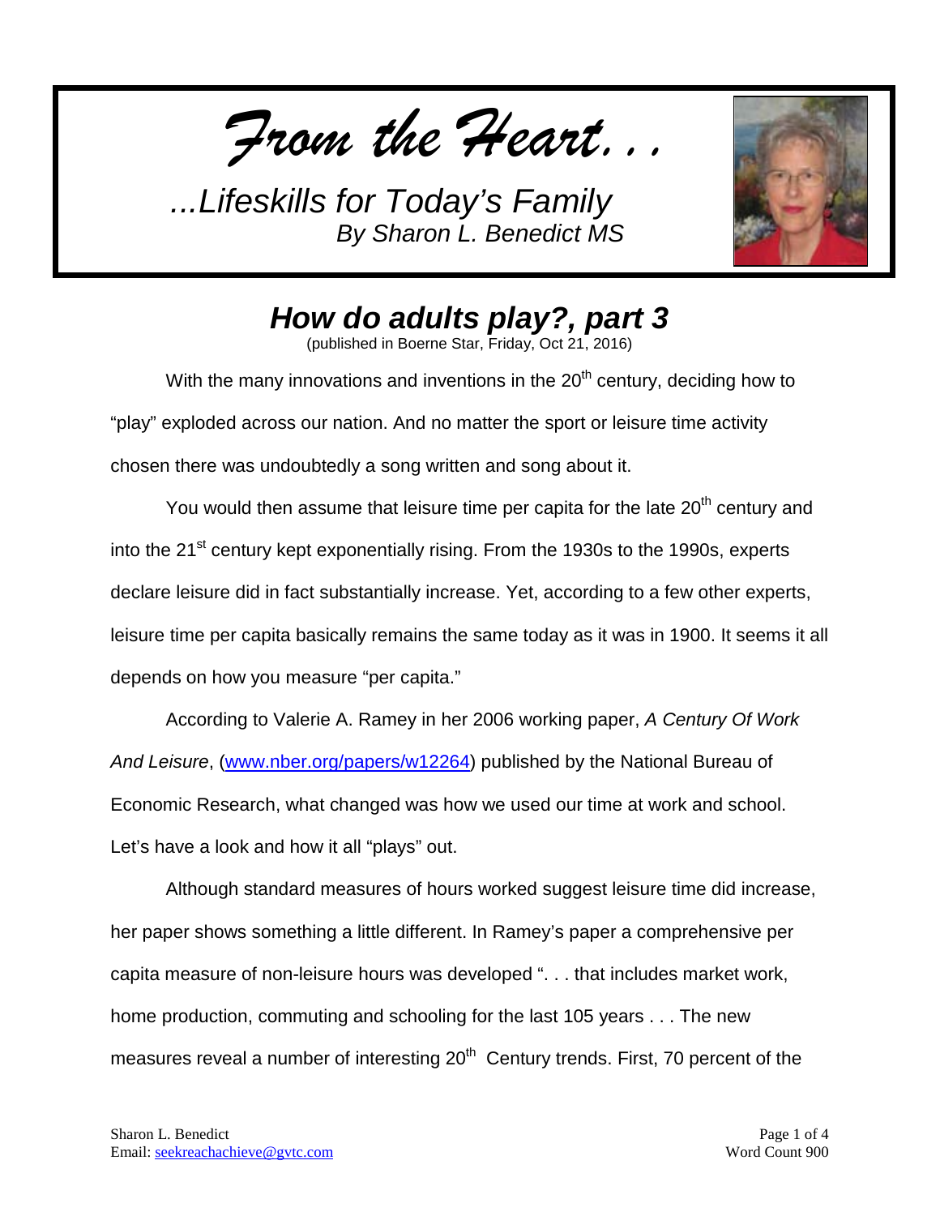*From the Heart…*

*...Lifeskills for Today's Family*
*By Sharon L. Benedict MS*

## *How do adults play?, part 3*

(published in Boerne Star, Friday, Oct 21, 2016)

With the many innovations and inventions in the 20th century, deciding how to "play" exploded across our nation. And no matter the sport or leisure time activity chosen there was undoubtedly a song written and song about it.

You would then assume that leisure time per capita for the late 20th century and into the 21st century kept exponentially rising. From the 1930s to the 1990s, experts declare leisure did in fact substantially increase. Yet, according to a few other experts, leisure time per capita basically remains the same today as it was in 1900. It seems it all depends on how you measure "per capita."

According to Valerie A. Ramey in her 2006 working paper, *A Century Of Work And Leisure*, (www.nber.org/papers/w12264) published by the National Bureau of Economic Research, what changed was how we used our time at work and school. Let's have a look and how it all "plays" out.

Although standard measures of hours worked suggest leisure time did increase, her paper shows something a little different. In Ramey's paper a comprehensive per capita measure of non-leisure hours was developed ". . . that includes market work, home production, commuting and schooling for the last 105 years . . . The new measures reveal a number of interesting 20th Century trends. First, 70 percent of the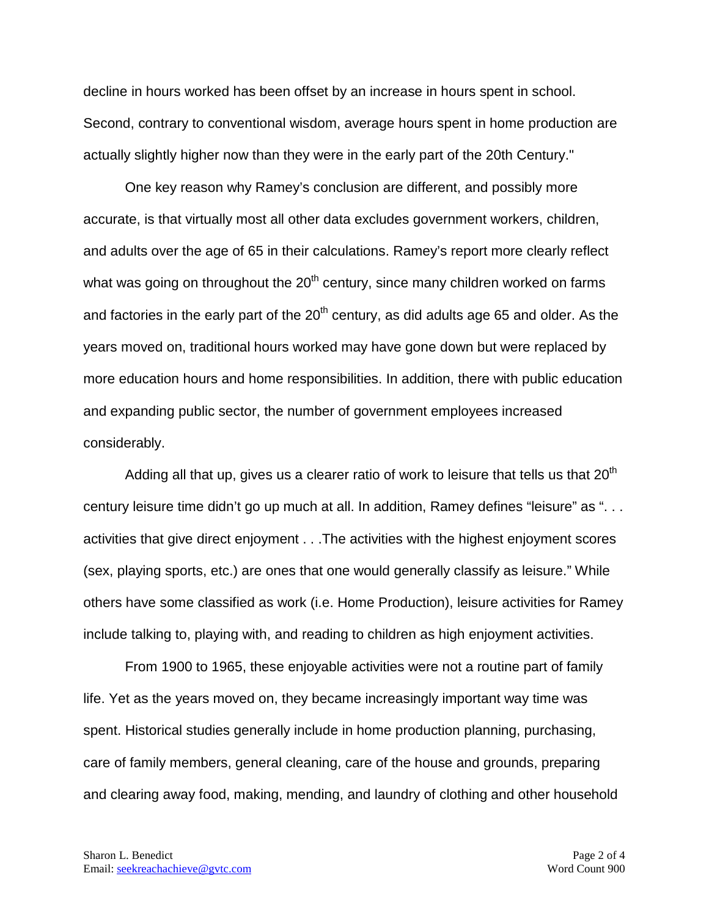decline in hours worked has been offset by an increase in hours spent in school. Second, contrary to conventional wisdom, average hours spent in home production are actually slightly higher now than they were in the early part of the 20th Century."

One key reason why Ramey's conclusion are different, and possibly more accurate, is that virtually most all other data excludes government workers, children, and adults over the age of 65 in their calculations. Ramey's report more clearly reflect what was going on throughout the 20th century, since many children worked on farms and factories in the early part of the 20th century, as did adults age 65 and older. As the years moved on, traditional hours worked may have gone down but were replaced by more education hours and home responsibilities. In addition, there with public education and expanding public sector, the number of government employees increased considerably.

Adding all that up, gives us a clearer ratio of work to leisure that tells us that 20th century leisure time didn't go up much at all. In addition, Ramey defines "leisure" as ". . . activities that give direct enjoyment . . .The activities with the highest enjoyment scores (sex, playing sports, etc.) are ones that one would generally classify as leisure." While others have some classified as work (i.e. Home Production), leisure activities for Ramey include talking to, playing with, and reading to children as high enjoyment activities.

From 1900 to 1965, these enjoyable activities were not a routine part of family life. Yet as the years moved on, they became increasingly important way time was spent. Historical studies generally include in home production planning, purchasing, care of family members, general cleaning, care of the house and grounds, preparing and clearing away food, making, mending, and laundry of clothing and other household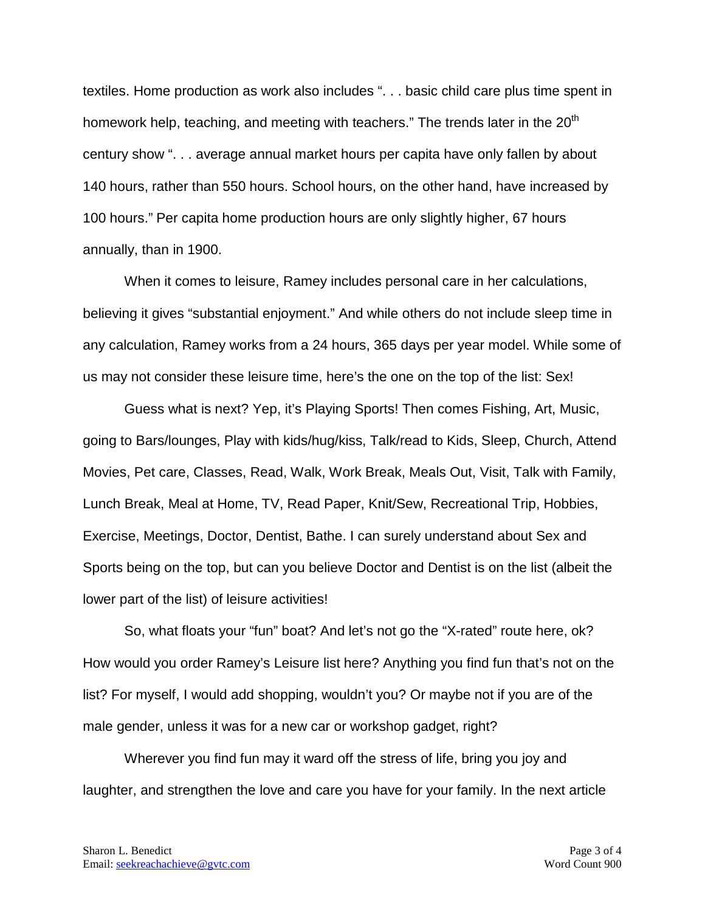textiles. Home production as work also includes ". . . basic child care plus time spent in homework help, teaching, and meeting with teachers." The trends later in the 20th century show ". . . average annual market hours per capita have only fallen by about 140 hours, rather than 550 hours. School hours, on the other hand, have increased by 100 hours." Per capita home production hours are only slightly higher, 67 hours annually, than in 1900.

When it comes to leisure, Ramey includes personal care in her calculations, believing it gives "substantial enjoyment." And while others do not include sleep time in any calculation, Ramey works from a 24 hours, 365 days per year model. While some of us may not consider these leisure time, here's the one on the top of the list: Sex!

Guess what is next? Yep, it's Playing Sports! Then comes Fishing, Art, Music, going to Bars/lounges, Play with kids/hug/kiss, Talk/read to Kids, Sleep, Church, Attend Movies, Pet care, Classes, Read, Walk, Work Break, Meals Out, Visit, Talk with Family, Lunch Break, Meal at Home, TV, Read Paper, Knit/Sew, Recreational Trip, Hobbies, Exercise, Meetings, Doctor, Dentist, Bathe. I can surely understand about Sex and Sports being on the top, but can you believe Doctor and Dentist is on the list (albeit the lower part of the list) of leisure activities!

So, what floats your "fun" boat? And let's not go the "X-rated" route here, ok? How would you order Ramey's Leisure list here? Anything you find fun that's not on the list? For myself, I would add shopping, wouldn't you? Or maybe not if you are of the male gender, unless it was for a new car or workshop gadget, right?

Wherever you find fun may it ward off the stress of life, bring you joy and laughter, and strengthen the love and care you have for your family. In the next article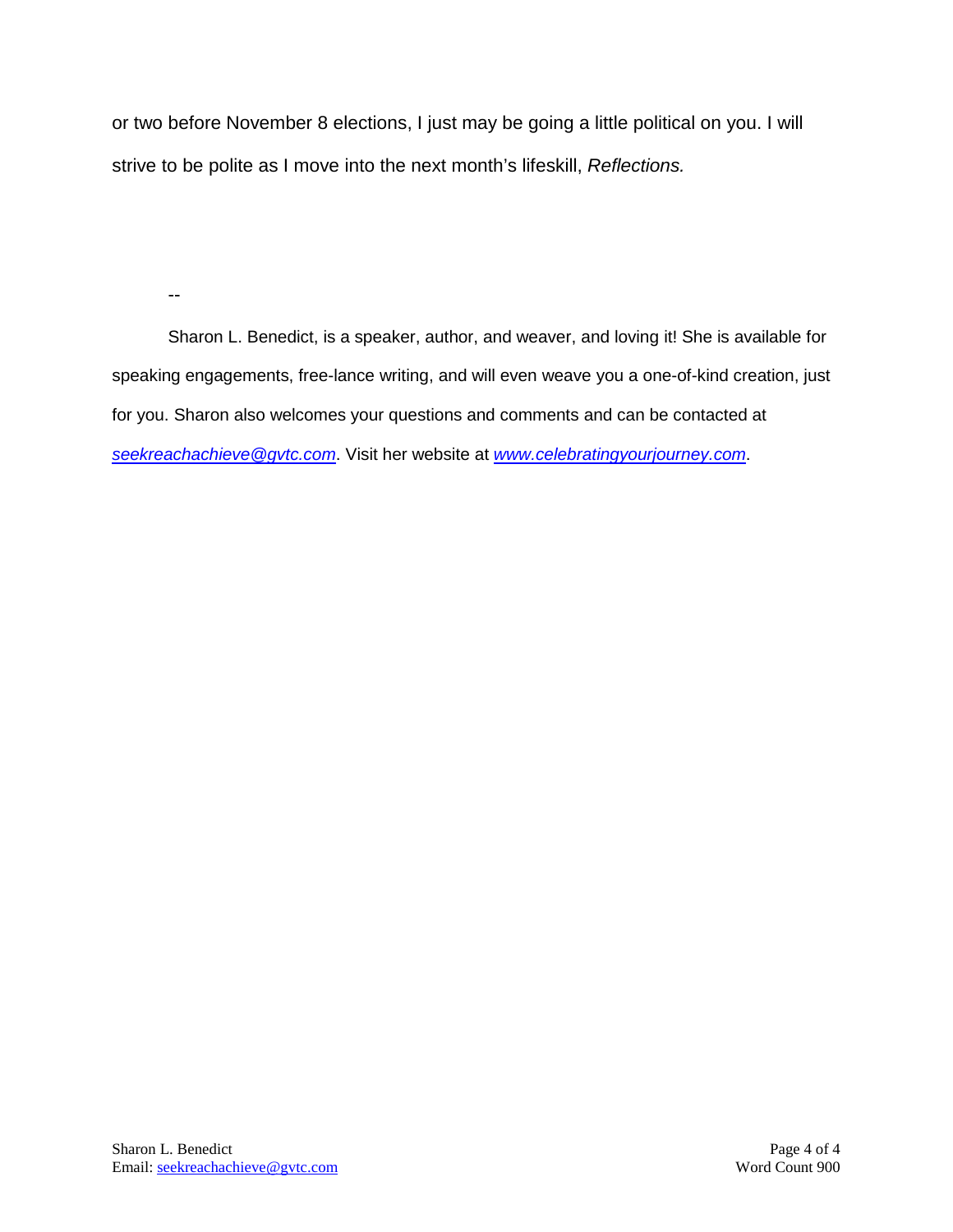or two before November 8 elections, I just may be going a little political on you. I will strive to be polite as I move into the next month's lifeskill, *Reflections.*

--

Sharon L. Benedict, is a speaker, author, and weaver, and loving it! She is available for speaking engagements, free-lance writing, and will even weave you a one-of-kind creation, just for you. Sharon also welcomes your questions and comments and can be contacted at *seekreachachieve@gvtc.com*. Visit her website at *www.celebratingyourjourney.com*.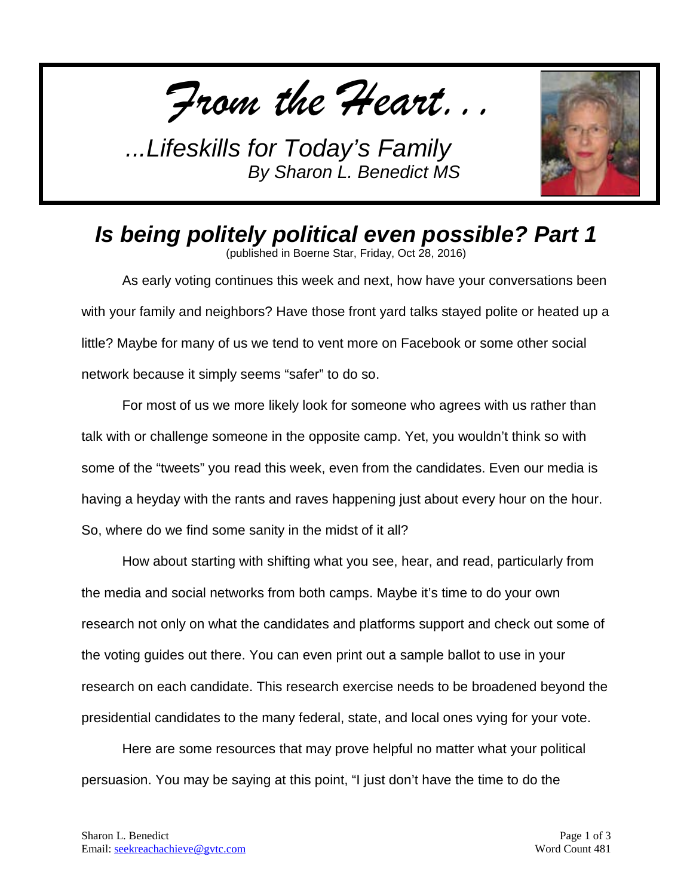*From the Heart...*

*...Lifeskills for Today's Family*
*By Sharon L. Benedict MS*

## *Is being politely political even possible? Part 1*

(published in Boerne Star, Friday, Oct 28, 2016)

As early voting continues this week and next, how have your conversations been with your family and neighbors? Have those front yard talks stayed polite or heated up a little? Maybe for many of us we tend to vent more on Facebook or some other social network because it simply seems "safer" to do so.

For most of us we more likely look for someone who agrees with us rather than talk with or challenge someone in the opposite camp. Yet, you wouldn't think so with some of the "tweets" you read this week, even from the candidates. Even our media is having a heyday with the rants and raves happening just about every hour on the hour. So, where do we find some sanity in the midst of it all?

How about starting with shifting what you see, hear, and read, particularly from the media and social networks from both camps. Maybe it's time to do your own research not only on what the candidates and platforms support and check out some of the voting guides out there. You can even print out a sample ballot to use in your research on each candidate. This research exercise needs to be broadened beyond the presidential candidates to the many federal, state, and local ones vying for your vote.

Here are some resources that may prove helpful no matter what your political persuasion. You may be saying at this point, "I just don't have the time to do the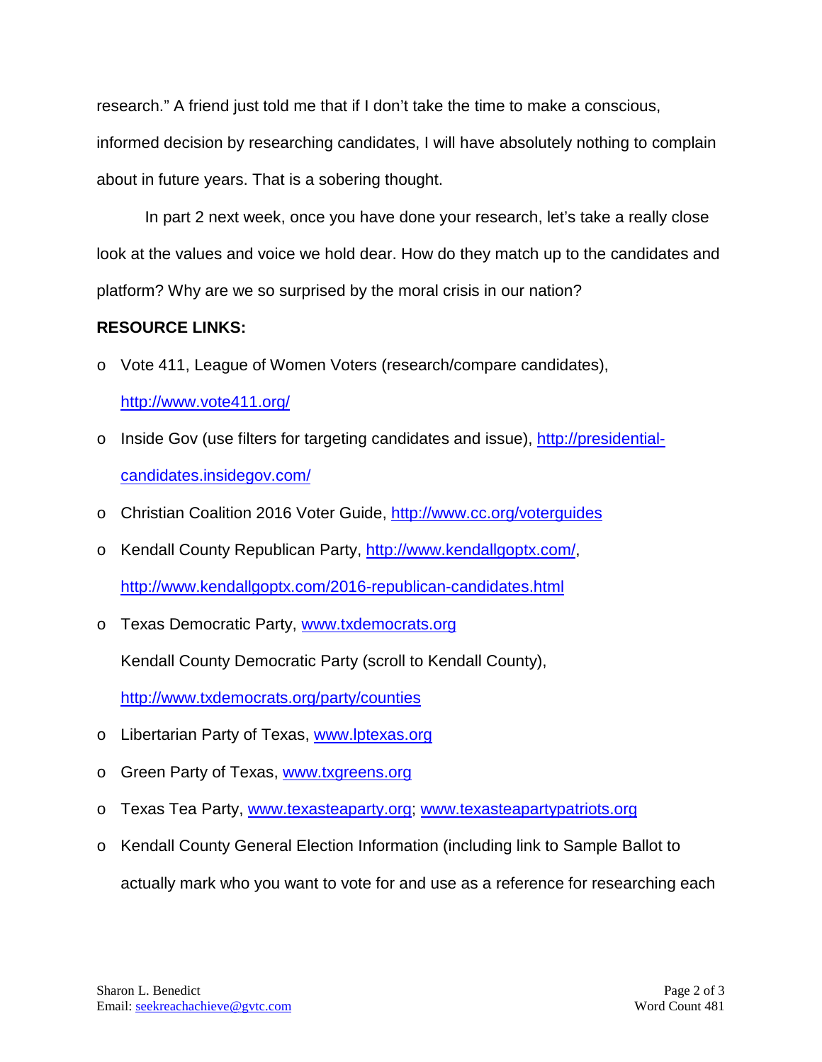research." A friend just told me that if I don't take the time to make a conscious, informed decision by researching candidates, I will have absolutely nothing to complain about in future years. That is a sobering thought.

In part 2 next week, once you have done your research, let's take a really close look at the values and voice we hold dear. How do they match up to the candidates and platform? Why are we so surprised by the moral crisis in our nation?

**RESOURCE LINKS:**

- Vote 411, League of Women Voters (research/compare candidates), http://www.vote411.org/
- Inside Gov (use filters for targeting candidates and issue), http://presidential-candidates.insidegov.com/
- Christian Coalition 2016 Voter Guide, http://www.cc.org/voterguides
- Kendall County Republican Party, http://www.kendallgoptx.com/, http://www.kendallgoptx.com/2016-republican-candidates.html
- Texas Democratic Party, www.txdemocrats.org

  Kendall County Democratic Party (scroll to Kendall County), http://www.txdemocrats.org/party/counties
- Libertarian Party of Texas, www.lptexas.org
- Green Party of Texas, www.txgreens.org
- Texas Tea Party, www.texasteaparty.org; www.texasteapartypatriots.org
- Kendall County General Election Information (including link to Sample Ballot to actually mark who you want to vote for and use as a reference for researching each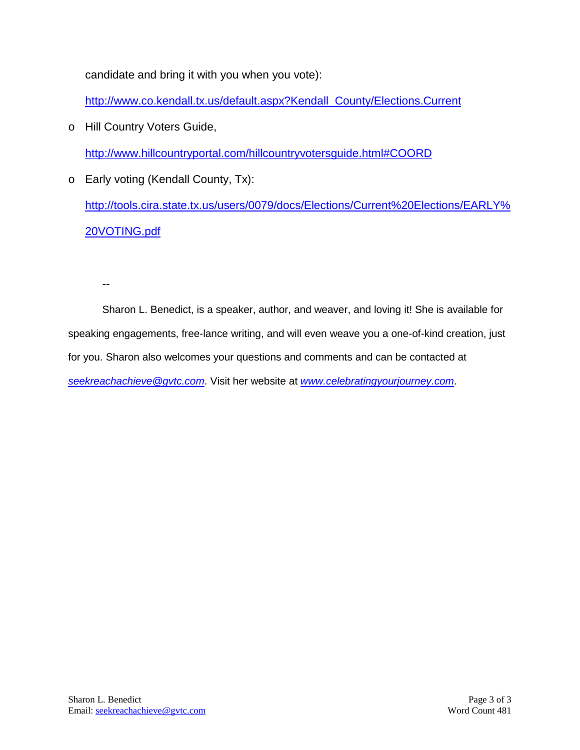candidate and bring it with you when you vote):

http://www.co.kendall.tx.us/default.aspx?Kendall_County/Elections.Current

- Hill Country Voters Guide,

  http://www.hillcountryportal.com/hillcountryvotersguide.html#COORD

- Early voting (Kendall County, Tx):

  http://tools.cira.state.tx.us/users/0079/docs/Elections/Current%20Elections/EARLY%20VOTING.pdf

--

Sharon L. Benedict, is a speaker, author, and weaver, and loving it! She is available for speaking engagements, free-lance writing, and will even weave you a one-of-kind creation, just for you. Sharon also welcomes your questions and comments and can be contacted at *seekreachachieve@gvtc.com*. Visit her website at *www.celebratingyourjourney.com*.